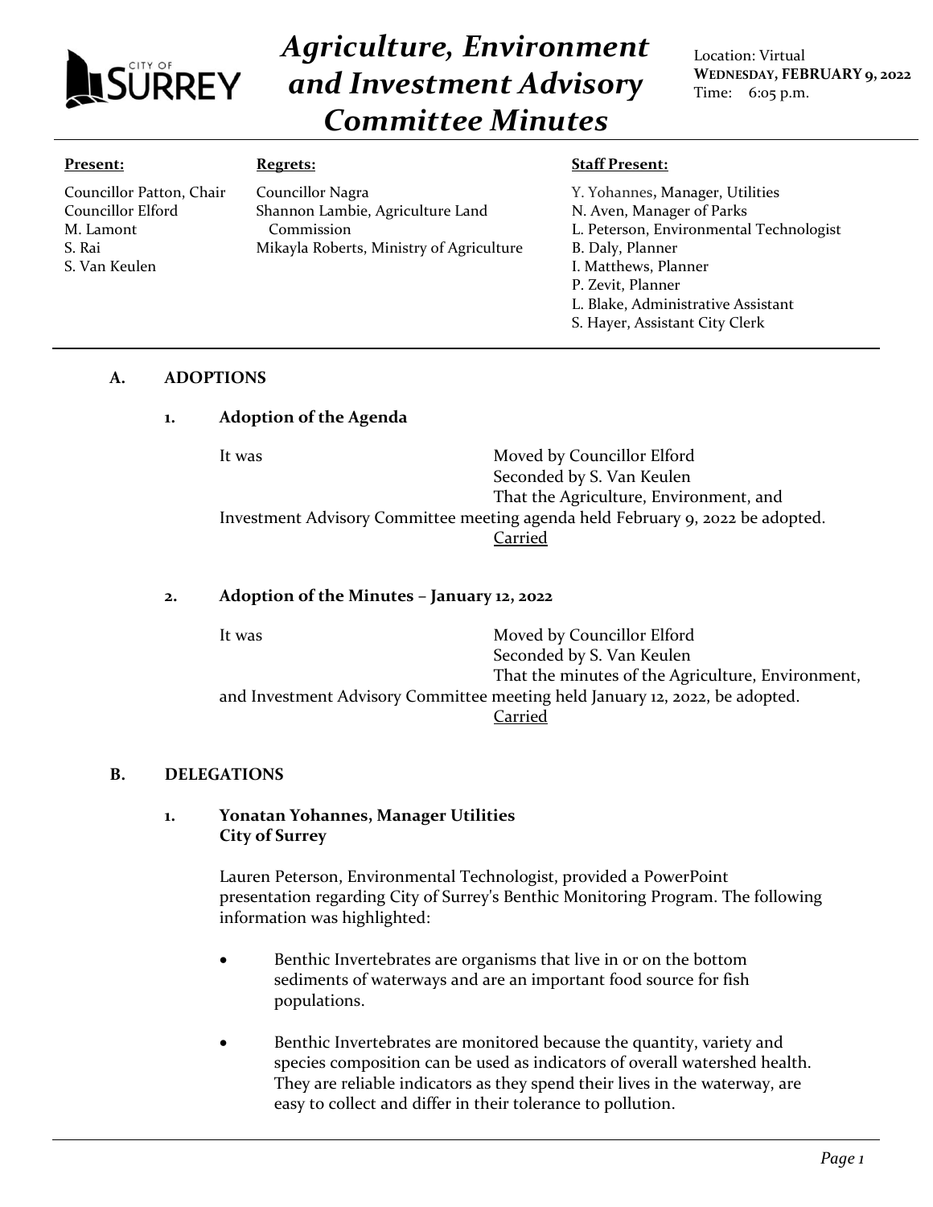# Agriculture, Environment and Investment Advisory Committee Minutes

Location: Virtual
**WEDNESDAY, FEBRUARY 9, 2022**
Time: 6:05 p.m.

**Present:**
Councillor Patton, Chair
Councillor Elford
M. Lamont
S. Rai
S. Van Keulen

**Regrets:**
Councillor Nagra
Shannon Lambie, Agriculture Land Commission
Mikayla Roberts, Ministry of Agriculture

**Staff Present:**
Y. Yohannes, Manager, Utilities
N. Aven, Manager of Parks
L. Peterson, Environmental Technologist
B. Daly, Planner
I. Matthews, Planner
P. Zevit, Planner
L. Blake, Administrative Assistant
S. Hayer, Assistant City Clerk

## A. ADOPTIONS

### 1. Adoption of the Agenda

It was Moved by Councillor Elford
Seconded by S. Van Keulen
That the Agriculture, Environment, and Investment Advisory Committee meeting agenda held February 9, 2022 be adopted.
Carried

### 2. Adoption of the Minutes – January 12, 2022

It was Moved by Councillor Elford
Seconded by S. Van Keulen
That the minutes of the Agriculture, Environment, and Investment Advisory Committee meeting held January 12, 2022, be adopted.
Carried

## B. DELEGATIONS

### 1. Yonatan Yohannes, Manager Utilities City of Surrey

Lauren Peterson, Environmental Technologist, provided a PowerPoint presentation regarding City of Surrey's Benthic Monitoring Program. The following information was highlighted:

- Benthic Invertebrates are organisms that live in or on the bottom sediments of waterways and are an important food source for fish populations.
- Benthic Invertebrates are monitored because the quantity, variety and species composition can be used as indicators of overall watershed health. They are reliable indicators as they spend their lives in the waterway, are easy to collect and differ in their tolerance to pollution.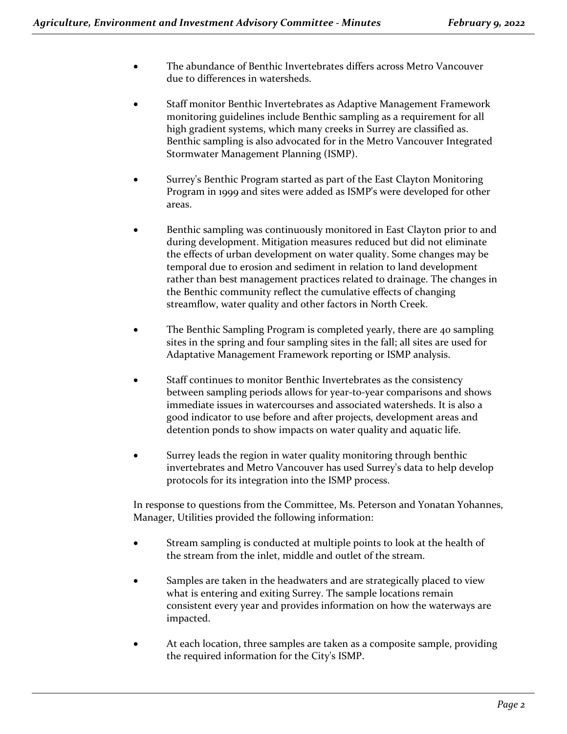- The abundance of Benthic Invertebrates differs across Metro Vancouver due to differences in watersheds.

- Staff monitor Benthic Invertebrates as Adaptive Management Framework monitoring guidelines include Benthic sampling as a requirement for all high gradient systems, which many creeks in Surrey are classified as. Benthic sampling is also advocated for in the Metro Vancouver Integrated Stormwater Management Planning (ISMP).

- Surrey's Benthic Program started as part of the East Clayton Monitoring Program in 1999 and sites were added as ISMP's were developed for other areas.

- Benthic sampling was continuously monitored in East Clayton prior to and during development. Mitigation measures reduced but did not eliminate the effects of urban development on water quality. Some changes may be temporal due to erosion and sediment in relation to land development rather than best management practices related to drainage. The changes in the Benthic community reflect the cumulative effects of changing streamflow, water quality and other factors in North Creek.

- The Benthic Sampling Program is completed yearly, there are 40 sampling sites in the spring and four sampling sites in the fall; all sites are used for Adaptative Management Framework reporting or ISMP analysis.

- Staff continues to monitor Benthic Invertebrates as the consistency between sampling periods allows for year-to-year comparisons and shows immediate issues in watercourses and associated watersheds. It is also a good indicator to use before and after projects, development areas and detention ponds to show impacts on water quality and aquatic life.

- Surrey leads the region in water quality monitoring through benthic invertebrates and Metro Vancouver has used Surrey's data to help develop protocols for its integration into the ISMP process.

In response to questions from the Committee, Ms. Peterson and Yonatan Yohannes, Manager, Utilities provided the following information:

- Stream sampling is conducted at multiple points to look at the health of the stream from the inlet, middle and outlet of the stream.

- Samples are taken in the headwaters and are strategically placed to view what is entering and exiting Surrey. The sample locations remain consistent every year and provides information on how the waterways are impacted.

- At each location, three samples are taken as a composite sample, providing the required information for the City's ISMP.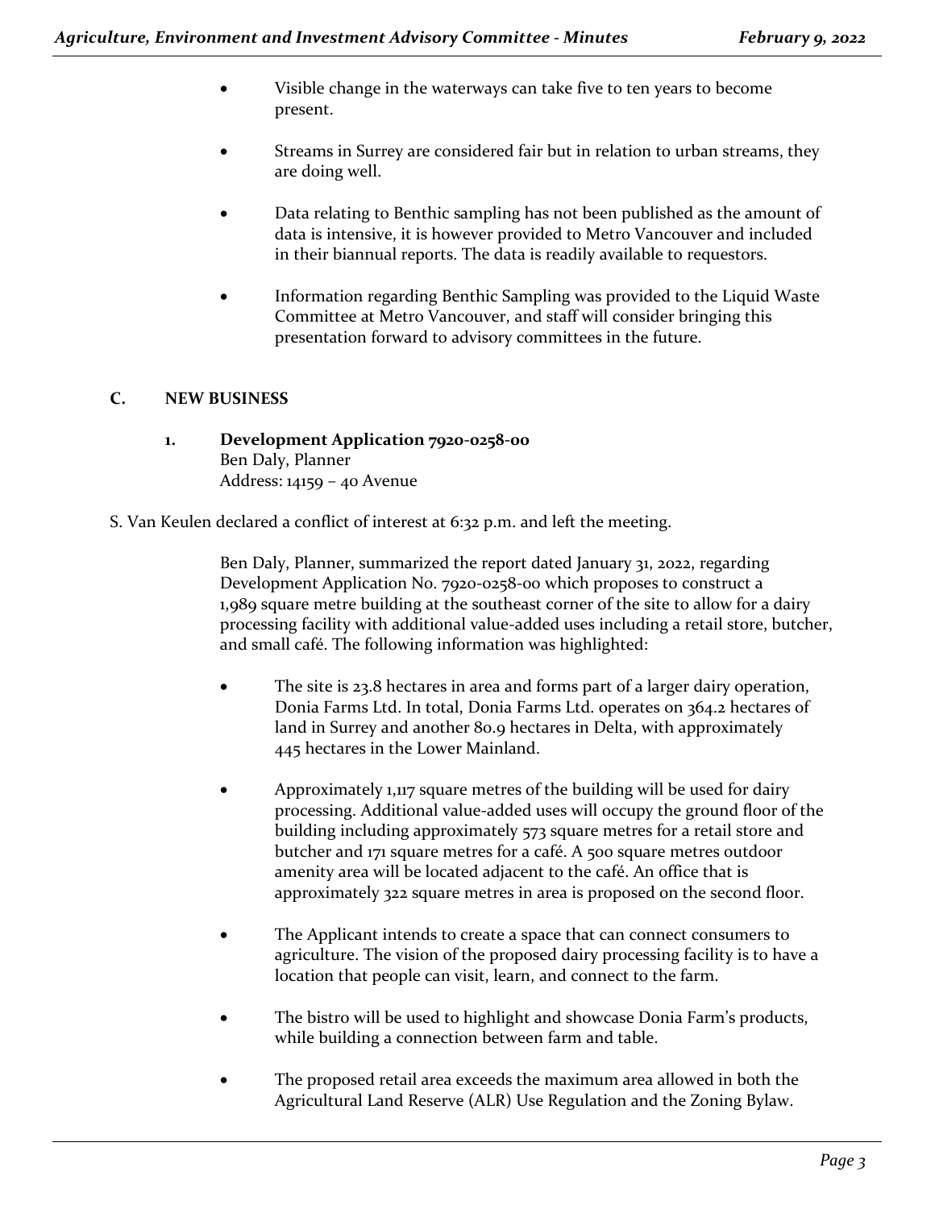- Visible change in the waterways can take five to ten years to become present.

- Streams in Surrey are considered fair but in relation to urban streams, they are doing well.

- Data relating to Benthic sampling has not been published as the amount of data is intensive, it is however provided to Metro Vancouver and included in their biannual reports. The data is readily available to requestors.

- Information regarding Benthic Sampling was provided to the Liquid Waste Committee at Metro Vancouver, and staff will consider bringing this presentation forward to advisory committees in the future.

## C. NEW BUSINESS

### 1. Development Application 7920-0258-00

Ben Daly, Planner
Address: 14159 – 40 Avenue

S. Van Keulen declared a conflict of interest at 6:32 p.m. and left the meeting.

Ben Daly, Planner, summarized the report dated January 31, 2022, regarding Development Application No. 7920-0258-00 which proposes to construct a 1,989 square metre building at the southeast corner of the site to allow for a dairy processing facility with additional value-added uses including a retail store, butcher, and small café. The following information was highlighted:

- The site is 23.8 hectares in area and forms part of a larger dairy operation, Donia Farms Ltd. In total, Donia Farms Ltd. operates on 364.2 hectares of land in Surrey and another 80.9 hectares in Delta, with approximately 445 hectares in the Lower Mainland.

- Approximately 1,117 square metres of the building will be used for dairy processing. Additional value-added uses will occupy the ground floor of the building including approximately 573 square metres for a retail store and butcher and 171 square metres for a café. A 500 square metres outdoor amenity area will be located adjacent to the café. An office that is approximately 322 square metres in area is proposed on the second floor.

- The Applicant intends to create a space that can connect consumers to agriculture. The vision of the proposed dairy processing facility is to have a location that people can visit, learn, and connect to the farm.

- The bistro will be used to highlight and showcase Donia Farm's products, while building a connection between farm and table.

- The proposed retail area exceeds the maximum area allowed in both the Agricultural Land Reserve (ALR) Use Regulation and the Zoning Bylaw.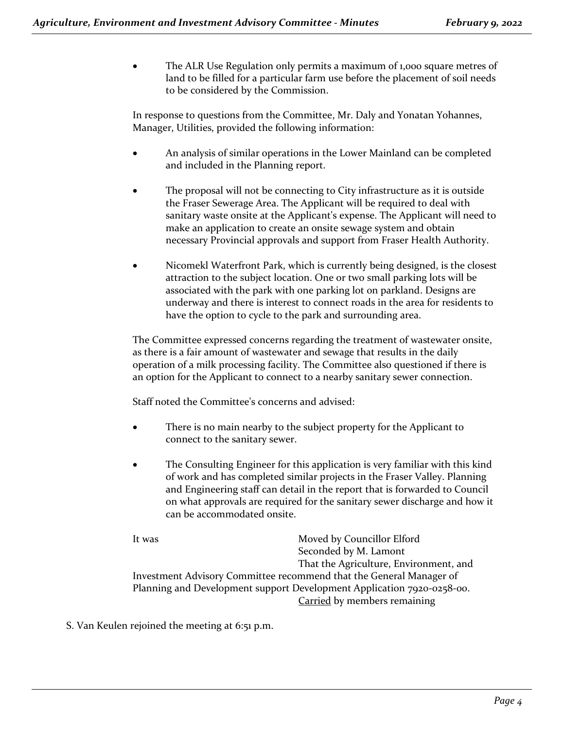- The ALR Use Regulation only permits a maximum of 1,000 square metres of land to be filled for a particular farm use before the placement of soil needs to be considered by the Commission.

In response to questions from the Committee, Mr. Daly and Yonatan Yohannes, Manager, Utilities, provided the following information:

- An analysis of similar operations in the Lower Mainland can be completed and included in the Planning report.
- The proposal will not be connecting to City infrastructure as it is outside the Fraser Sewerage Area. The Applicant will be required to deal with sanitary waste onsite at the Applicant's expense. The Applicant will need to make an application to create an onsite sewage system and obtain necessary Provincial approvals and support from Fraser Health Authority.
- Nicomekl Waterfront Park, which is currently being designed, is the closest attraction to the subject location. One or two small parking lots will be associated with the park with one parking lot on parkland. Designs are underway and there is interest to connect roads in the area for residents to have the option to cycle to the park and surrounding area.

The Committee expressed concerns regarding the treatment of wastewater onsite, as there is a fair amount of wastewater and sewage that results in the daily operation of a milk processing facility. The Committee also questioned if there is an option for the Applicant to connect to a nearby sanitary sewer connection.

Staff noted the Committee's concerns and advised:

- There is no main nearby to the subject property for the Applicant to connect to the sanitary sewer.
- The Consulting Engineer for this application is very familiar with this kind of work and has completed similar projects in the Fraser Valley. Planning and Engineering staff can detail in the report that is forwarded to Council on what approvals are required for the sanitary sewer discharge and how it can be accommodated onsite.

It was Moved by Councillor Elford
Seconded by M. Lamont
That the Agriculture, Environment, and Investment Advisory Committee recommend that the General Manager of Planning and Development support Development Application 7920-0258-00.
Carried by members remaining

S. Van Keulen rejoined the meeting at 6:51 p.m.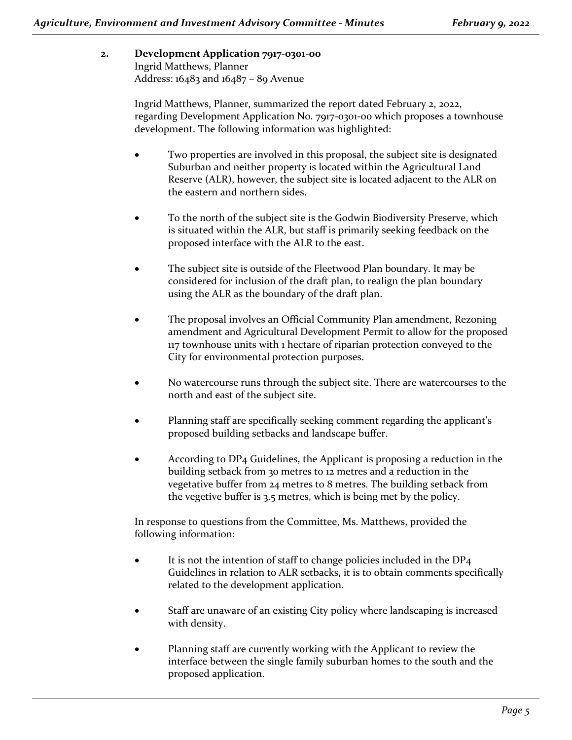2. **Development Application 7917-0301-00**
Ingrid Matthews, Planner
Address: 16483 and 16487 – 89 Avenue

Ingrid Matthews, Planner, summarized the report dated February 2, 2022, regarding Development Application No. 7917-0301-00 which proposes a townhouse development. The following information was highlighted:

- Two properties are involved in this proposal, the subject site is designated Suburban and neither property is located within the Agricultural Land Reserve (ALR), however, the subject site is located adjacent to the ALR on the eastern and northern sides.
- To the north of the subject site is the Godwin Biodiversity Preserve, which is situated within the ALR, but staff is primarily seeking feedback on the proposed interface with the ALR to the east.
- The subject site is outside of the Fleetwood Plan boundary. It may be considered for inclusion of the draft plan, to realign the plan boundary using the ALR as the boundary of the draft plan.
- The proposal involves an Official Community Plan amendment, Rezoning amendment and Agricultural Development Permit to allow for the proposed 117 townhouse units with 1 hectare of riparian protection conveyed to the City for environmental protection purposes.
- No watercourse runs through the subject site. There are watercourses to the north and east of the subject site.
- Planning staff are specifically seeking comment regarding the applicant's proposed building setbacks and landscape buffer.
- According to DP4 Guidelines, the Applicant is proposing a reduction in the building setback from 30 metres to 12 metres and a reduction in the vegetative buffer from 24 metres to 8 metres. The building setback from the vegetive buffer is 3.5 metres, which is being met by the policy.

In response to questions from the Committee, Ms. Matthews, provided the following information:

- It is not the intention of staff to change policies included in the DP4 Guidelines in relation to ALR setbacks, it is to obtain comments specifically related to the development application.
- Staff are unaware of an existing City policy where landscaping is increased with density.
- Planning staff are currently working with the Applicant to review the interface between the single family suburban homes to the south and the proposed application.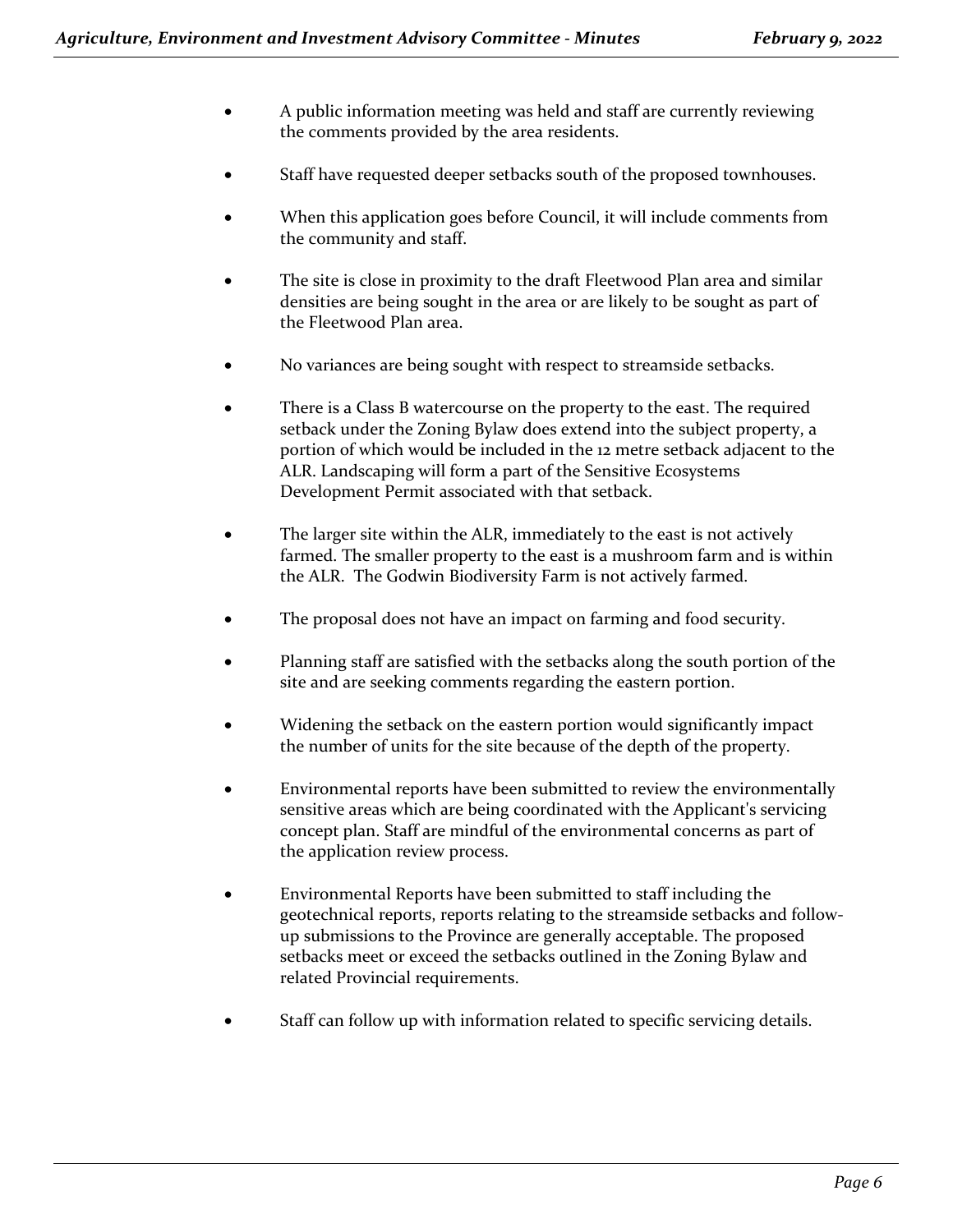- A public information meeting was held and staff are currently reviewing the comments provided by the area residents.

- Staff have requested deeper setbacks south of the proposed townhouses.

- When this application goes before Council, it will include comments from the community and staff.

- The site is close in proximity to the draft Fleetwood Plan area and similar densities are being sought in the area or are likely to be sought as part of the Fleetwood Plan area.

- No variances are being sought with respect to streamside setbacks.

- There is a Class B watercourse on the property to the east. The required setback under the Zoning Bylaw does extend into the subject property, a portion of which would be included in the 12 metre setback adjacent to the ALR. Landscaping will form a part of the Sensitive Ecosystems Development Permit associated with that setback.

- The larger site within the ALR, immediately to the east is not actively farmed. The smaller property to the east is a mushroom farm and is within the ALR. The Godwin Biodiversity Farm is not actively farmed.

- The proposal does not have an impact on farming and food security.

- Planning staff are satisfied with the setbacks along the south portion of the site and are seeking comments regarding the eastern portion.

- Widening the setback on the eastern portion would significantly impact the number of units for the site because of the depth of the property.

- Environmental reports have been submitted to review the environmentally sensitive areas which are being coordinated with the Applicant's servicing concept plan. Staff are mindful of the environmental concerns as part of the application review process.

- Environmental Reports have been submitted to staff including the geotechnical reports, reports relating to the streamside setbacks and follow-up submissions to the Province are generally acceptable. The proposed setbacks meet or exceed the setbacks outlined in the Zoning Bylaw and related Provincial requirements.

- Staff can follow up with information related to specific servicing details.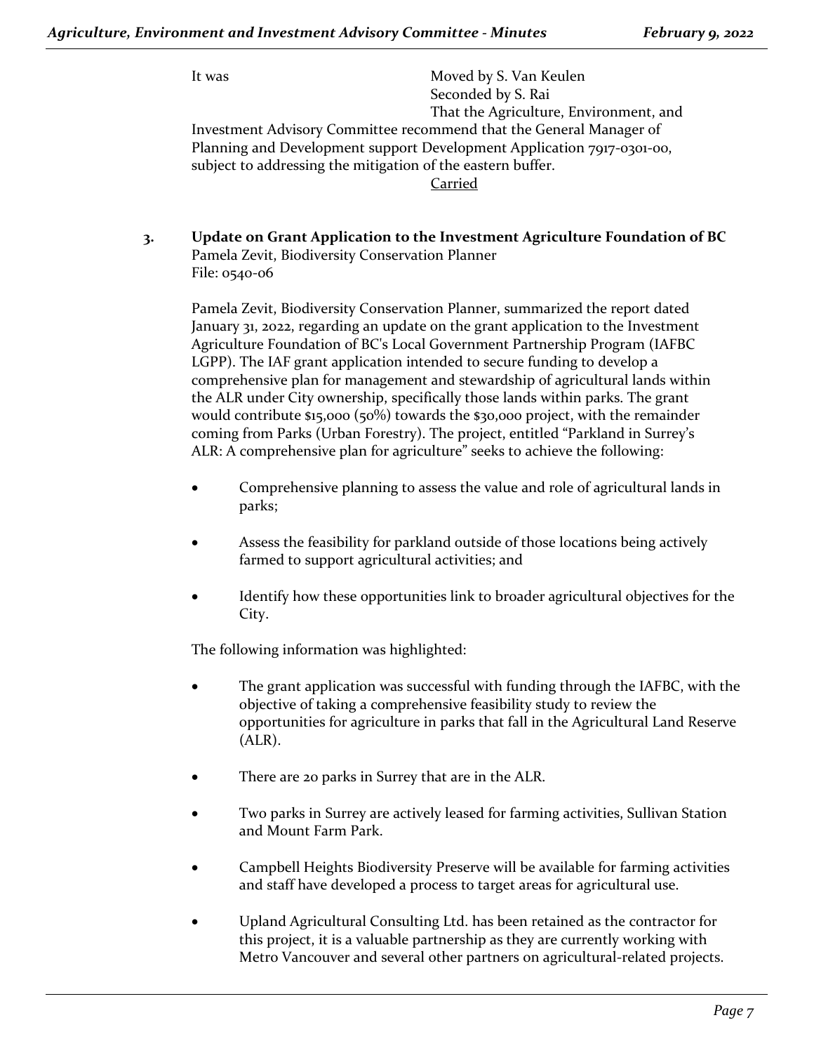It was Moved by S. Van Keulen
Seconded by S. Rai
That the Agriculture, Environment, and Investment Advisory Committee recommend that the General Manager of Planning and Development support Development Application 7917-0301-00, subject to addressing the mitigation of the eastern buffer.

Carried

**3. Update on Grant Application to the Investment Agriculture Foundation of BC**
Pamela Zevit, Biodiversity Conservation Planner
File: 0540-06

Pamela Zevit, Biodiversity Conservation Planner, summarized the report dated January 31, 2022, regarding an update on the grant application to the Investment Agriculture Foundation of BC's Local Government Partnership Program (IAFBC LGPP). The IAF grant application intended to secure funding to develop a comprehensive plan for management and stewardship of agricultural lands within the ALR under City ownership, specifically those lands within parks. The grant would contribute $15,000 (50%) towards the $30,000 project, with the remainder coming from Parks (Urban Forestry). The project, entitled "Parkland in Surrey's ALR: A comprehensive plan for agriculture" seeks to achieve the following:

- Comprehensive planning to assess the value and role of agricultural lands in parks;
- Assess the feasibility for parkland outside of those locations being actively farmed to support agricultural activities; and
- Identify how these opportunities link to broader agricultural objectives for the City.

The following information was highlighted:

- The grant application was successful with funding through the IAFBC, with the objective of taking a comprehensive feasibility study to review the opportunities for agriculture in parks that fall in the Agricultural Land Reserve (ALR).
- There are 20 parks in Surrey that are in the ALR.
- Two parks in Surrey are actively leased for farming activities, Sullivan Station and Mount Farm Park.
- Campbell Heights Biodiversity Preserve will be available for farming activities and staff have developed a process to target areas for agricultural use.
- Upland Agricultural Consulting Ltd. has been retained as the contractor for this project, it is a valuable partnership as they are currently working with Metro Vancouver and several other partners on agricultural-related projects.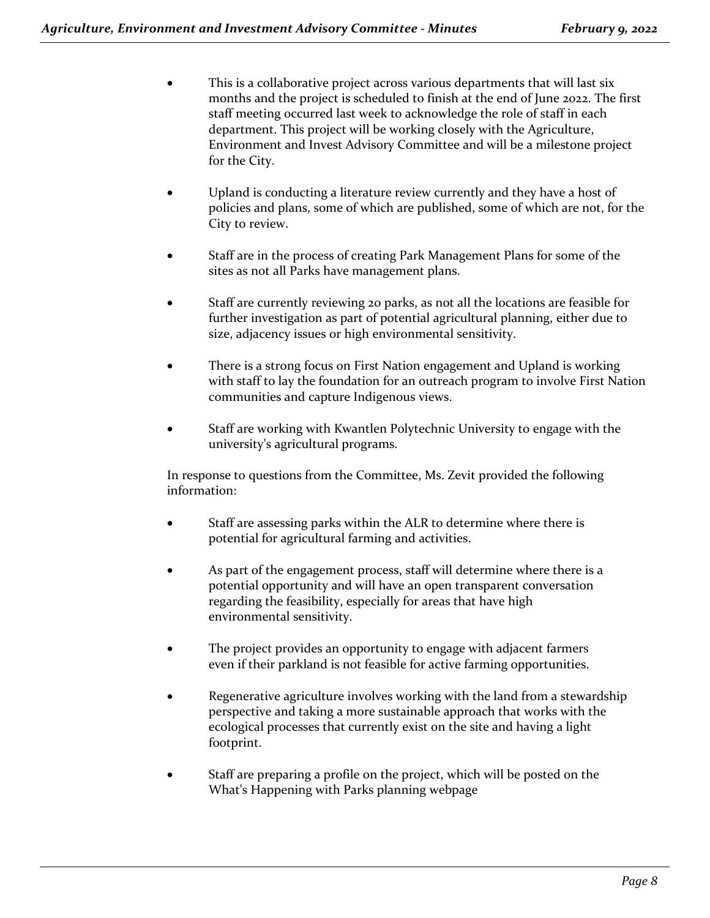- This is a collaborative project across various departments that will last six months and the project is scheduled to finish at the end of June 2022. The first staff meeting occurred last week to acknowledge the role of staff in each department. This project will be working closely with the Agriculture, Environment and Invest Advisory Committee and will be a milestone project for the City.

- Upland is conducting a literature review currently and they have a host of policies and plans, some of which are published, some of which are not, for the City to review.

- Staff are in the process of creating Park Management Plans for some of the sites as not all Parks have management plans.

- Staff are currently reviewing 20 parks, as not all the locations are feasible for further investigation as part of potential agricultural planning, either due to size, adjacency issues or high environmental sensitivity.

- There is a strong focus on First Nation engagement and Upland is working with staff to lay the foundation for an outreach program to involve First Nation communities and capture Indigenous views.

- Staff are working with Kwantlen Polytechnic University to engage with the university's agricultural programs.

In response to questions from the Committee, Ms. Zevit provided the following information:

- Staff are assessing parks within the ALR to determine where there is potential for agricultural farming and activities.

- As part of the engagement process, staff will determine where there is a potential opportunity and will have an open transparent conversation regarding the feasibility, especially for areas that have high environmental sensitivity.

- The project provides an opportunity to engage with adjacent farmers even if their parkland is not feasible for active farming opportunities.

- Regenerative agriculture involves working with the land from a stewardship perspective and taking a more sustainable approach that works with the ecological processes that currently exist on the site and having a light footprint.

- Staff are preparing a profile on the project, which will be posted on the What's Happening with Parks planning webpage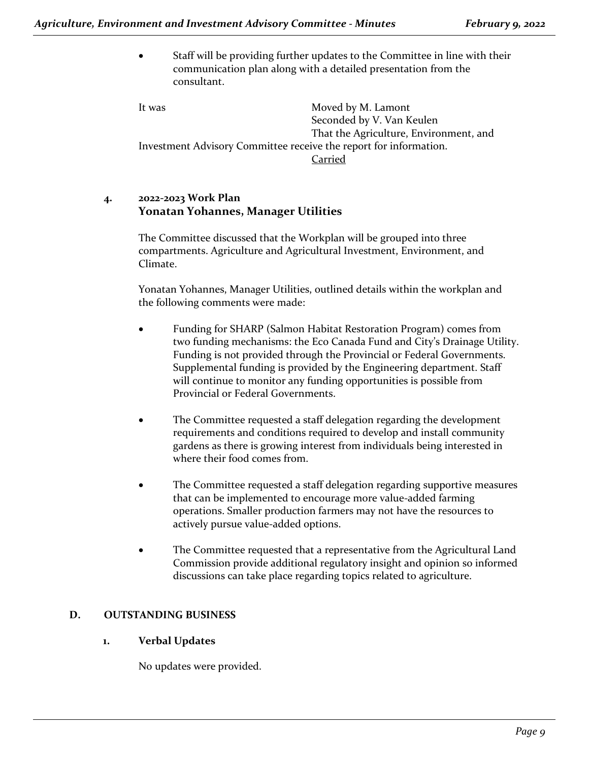- Staff will be providing further updates to the Committee in line with their communication plan along with a detailed presentation from the consultant.

It was Moved by M. Lamont
Seconded by V. Van Keulen
That the Agriculture, Environment, and Investment Advisory Committee receive the report for information.
Carried

### 4. 2022-2023 Work Plan
**Yonatan Yohannes, Manager Utilities**

The Committee discussed that the Workplan will be grouped into three compartments. Agriculture and Agricultural Investment, Environment, and Climate.

Yonatan Yohannes, Manager Utilities, outlined details within the workplan and the following comments were made:

- Funding for SHARP (Salmon Habitat Restoration Program) comes from two funding mechanisms: the Eco Canada Fund and City's Drainage Utility. Funding is not provided through the Provincial or Federal Governments. Supplemental funding is provided by the Engineering department. Staff will continue to monitor any funding opportunities is possible from Provincial or Federal Governments.

- The Committee requested a staff delegation regarding the development requirements and conditions required to develop and install community gardens as there is growing interest from individuals being interested in where their food comes from.

- The Committee requested a staff delegation regarding supportive measures that can be implemented to encourage more value-added farming operations. Smaller production farmers may not have the resources to actively pursue value-added options.

- The Committee requested that a representative from the Agricultural Land Commission provide additional regulatory insight and opinion so informed discussions can take place regarding topics related to agriculture.

## D. OUTSTANDING BUSINESS

### 1. Verbal Updates

No updates were provided.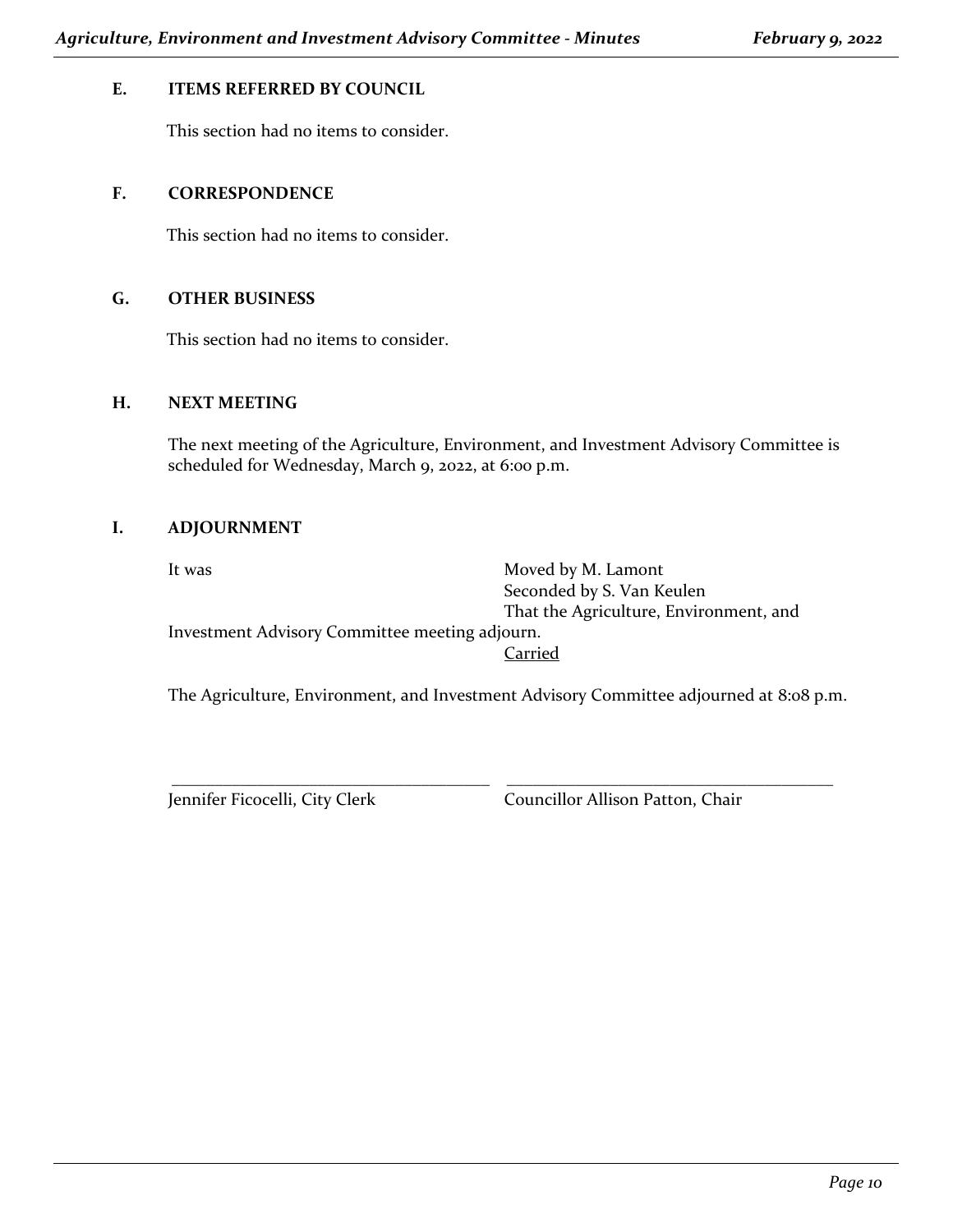## E. ITEMS REFERRED BY COUNCIL

This section had no items to consider.

## F. CORRESPONDENCE

This section had no items to consider.

## G. OTHER BUSINESS

This section had no items to consider.

## H. NEXT MEETING

The next meeting of the Agriculture, Environment, and Investment Advisory Committee is scheduled for Wednesday, March 9, 2022, at 6:00 p.m.

## I. ADJOURNMENT

It was

Moved by M. Lamont
Seconded by S. Van Keulen
That the Agriculture, Environment, and Investment Advisory Committee meeting adjourn.

Carried

The Agriculture, Environment, and Investment Advisory Committee adjourned at 8:08 p.m.

\_\_\_\_\_\_\_\_\_\_\_\_\_\_\_\_\_\_\_\_\_\_\_\_\_\_\_\_\_\_\_\_\_\_\_\_
Jennifer Ficocelli, City Clerk

\_\_\_\_\_\_\_\_\_\_\_\_\_\_\_\_\_\_\_\_\_\_\_\_\_\_\_\_\_\_\_\_\_\_\_\_
Councillor Allison Patton, Chair